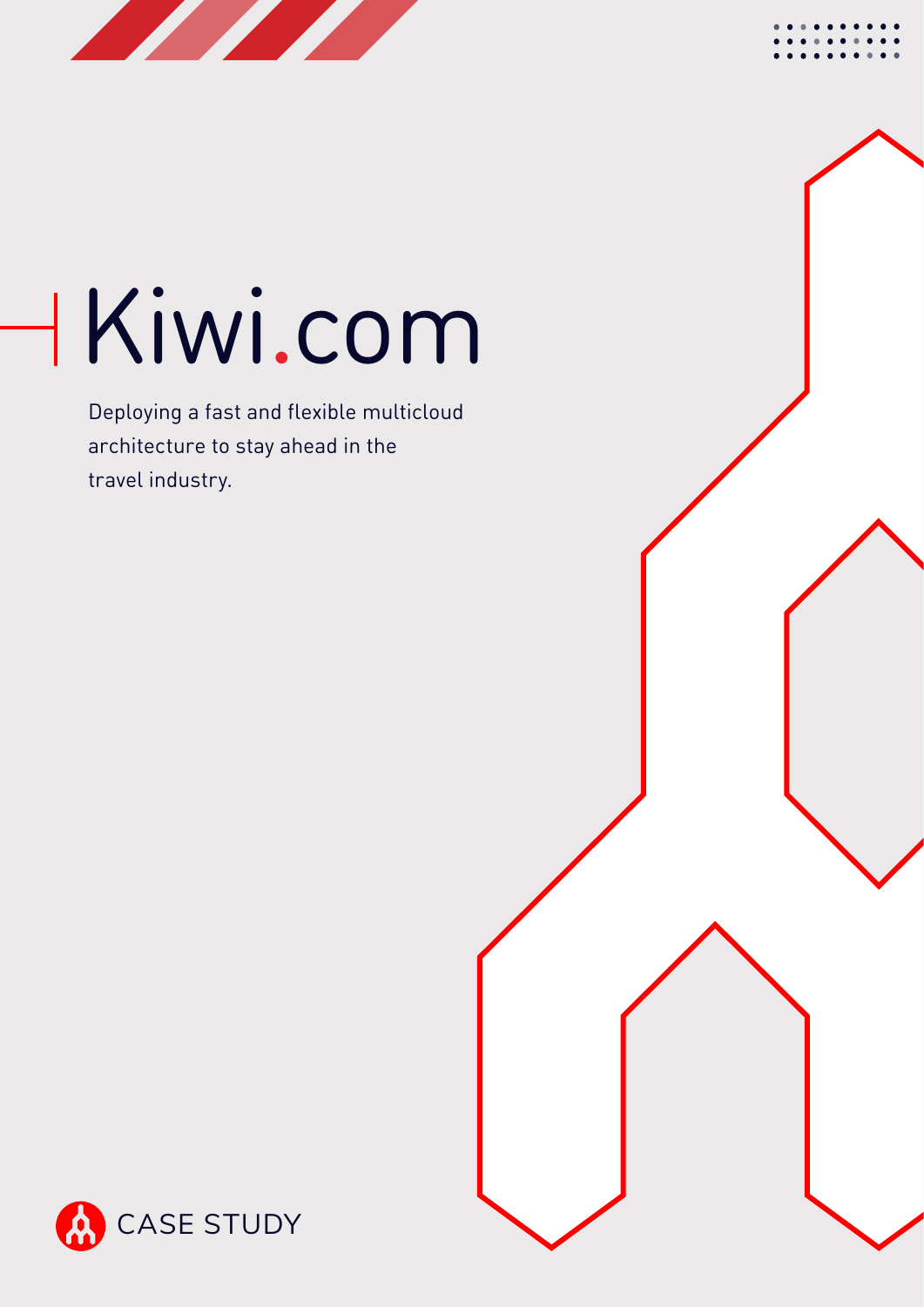# Kiwi.com

Deploying a fast and flexible multicloud architecture to stay ahead in the travel industry.

CASE STUDY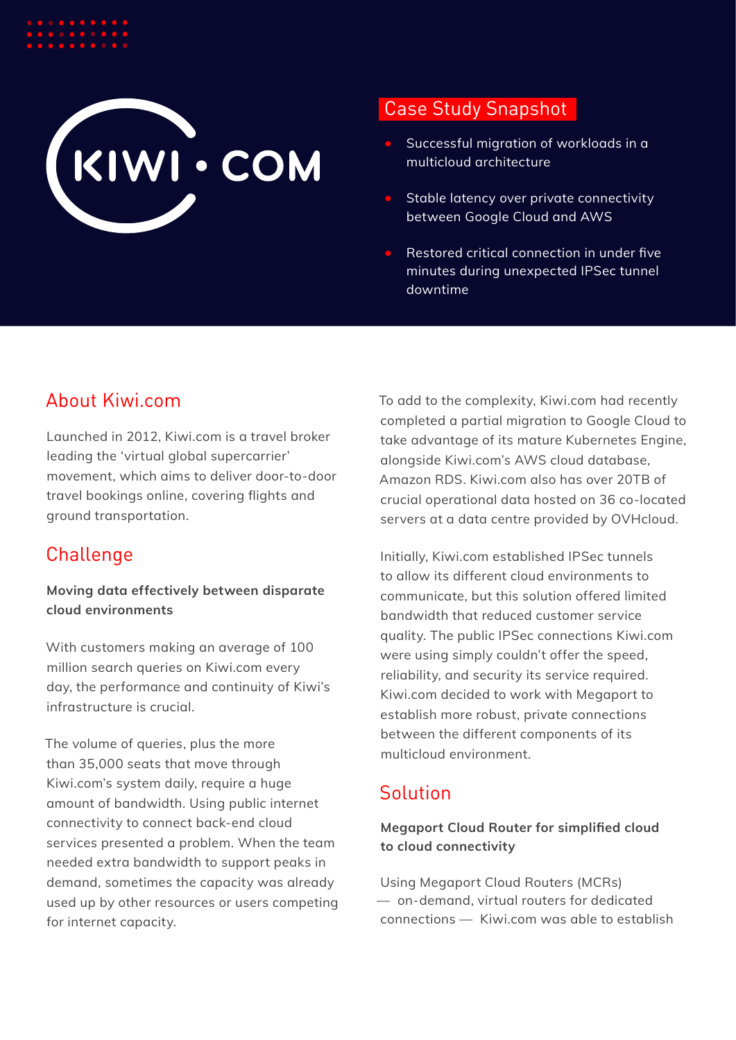KIWI • COM

## Case Study Snapshot

- Successful migration of workloads in a multicloud architecture
- Stable latency over private connectivity between Google Cloud and AWS
- Restored critical connection in under five minutes during unexpected IPSec tunnel downtime

## About Kiwi.com

Launched in 2012, Kiwi.com is a travel broker leading the 'virtual global supercarrier' movement, which aims to deliver door-to-door travel bookings online, covering flights and ground transportation.

## Challenge

**Moving data effectively between disparate cloud environments**

With customers making an average of 100 million search queries on Kiwi.com every day, the performance and continuity of Kiwi's infrastructure is crucial.

The volume of queries, plus the more than 35,000 seats that move through Kiwi.com's system daily, require a huge amount of bandwidth. Using public internet connectivity to connect back-end cloud services presented a problem. When the team needed extra bandwidth to support peaks in demand, sometimes the capacity was already used up by other resources or users competing for internet capacity.

To add to the complexity, Kiwi.com had recently completed a partial migration to Google Cloud to take advantage of its mature Kubernetes Engine, alongside Kiwi.com's AWS cloud database, Amazon RDS. Kiwi.com also has over 20TB of crucial operational data hosted on 36 co-located servers at a data centre provided by OVHcloud.

Initially, Kiwi.com established IPSec tunnels to allow its different cloud environments to communicate, but this solution offered limited bandwidth that reduced customer service quality. The public IPSec connections Kiwi.com were using simply couldn't offer the speed, reliability, and security its service required. Kiwi.com decided to work with Megaport to establish more robust, private connections between the different components of its multicloud environment.

## Solution

**Megaport Cloud Router for simplified cloud to cloud connectivity**

Using Megaport Cloud Routers (MCRs) — on-demand, virtual routers for dedicated connections — Kiwi.com was able to establish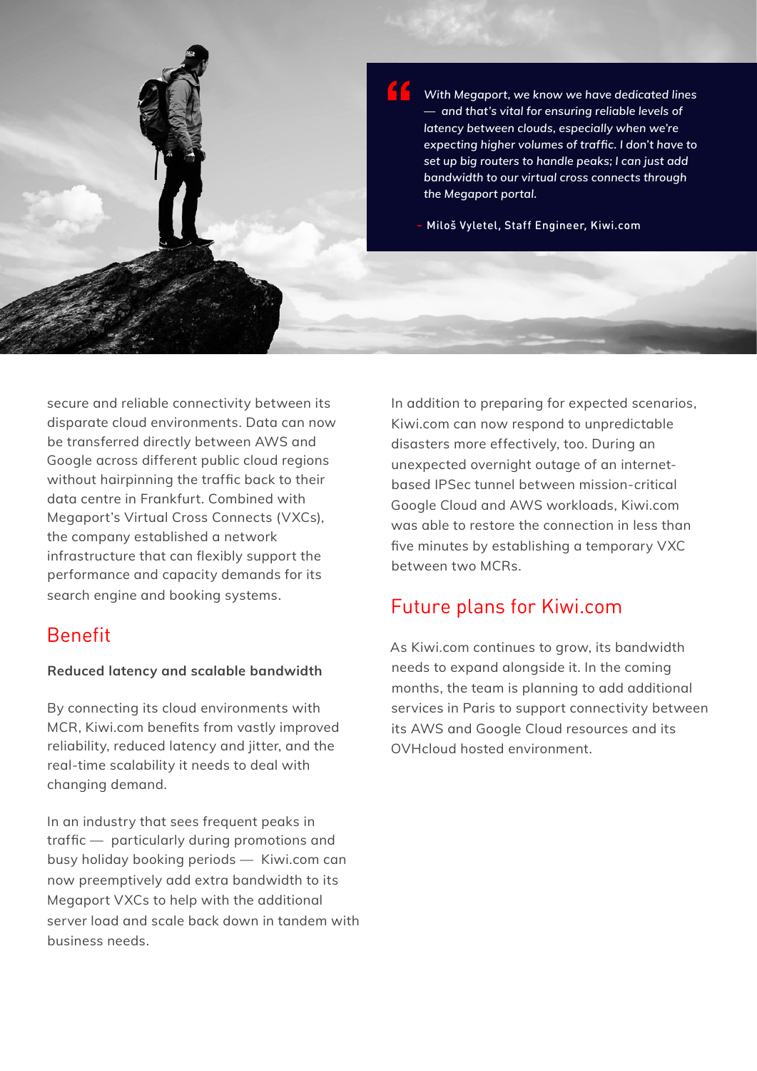> *With Megaport, we know we have dedicated lines — and that's vital for ensuring reliable levels of latency between clouds, especially when we're expecting higher volumes of traffic. I don't have to set up big routers to handle peaks; I can just add bandwidth to our virtual cross connects through the Megaport portal.*
>
> – Miloš Vyletel, Staff Engineer, Kiwi.com

secure and reliable connectivity between its disparate cloud environments. Data can now be transferred directly between AWS and Google across different public cloud regions without hairpinning the traffic back to their data centre in Frankfurt. Combined with Megaport's Virtual Cross Connects (VXCs), the company established a network infrastructure that can flexibly support the performance and capacity demands for its search engine and booking systems.

## Benefit

**Reduced latency and scalable bandwidth**

By connecting its cloud environments with MCR, Kiwi.com benefits from vastly improved reliability, reduced latency and jitter, and the real-time scalability it needs to deal with changing demand.

In an industry that sees frequent peaks in traffic — particularly during promotions and busy holiday booking periods — Kiwi.com can now preemptively add extra bandwidth to its Megaport VXCs to help with the additional server load and scale back down in tandem with business needs.

In addition to preparing for expected scenarios, Kiwi.com can now respond to unpredictable disasters more effectively, too. During an unexpected overnight outage of an internet-based IPSec tunnel between mission-critical Google Cloud and AWS workloads, Kiwi.com was able to restore the connection in less than five minutes by establishing a temporary VXC between two MCRs.

## Future plans for Kiwi.com

As Kiwi.com continues to grow, its bandwidth needs to expand alongside it. In the coming months, the team is planning to add additional services in Paris to support connectivity between its AWS and Google Cloud resources and its OVHcloud hosted environment.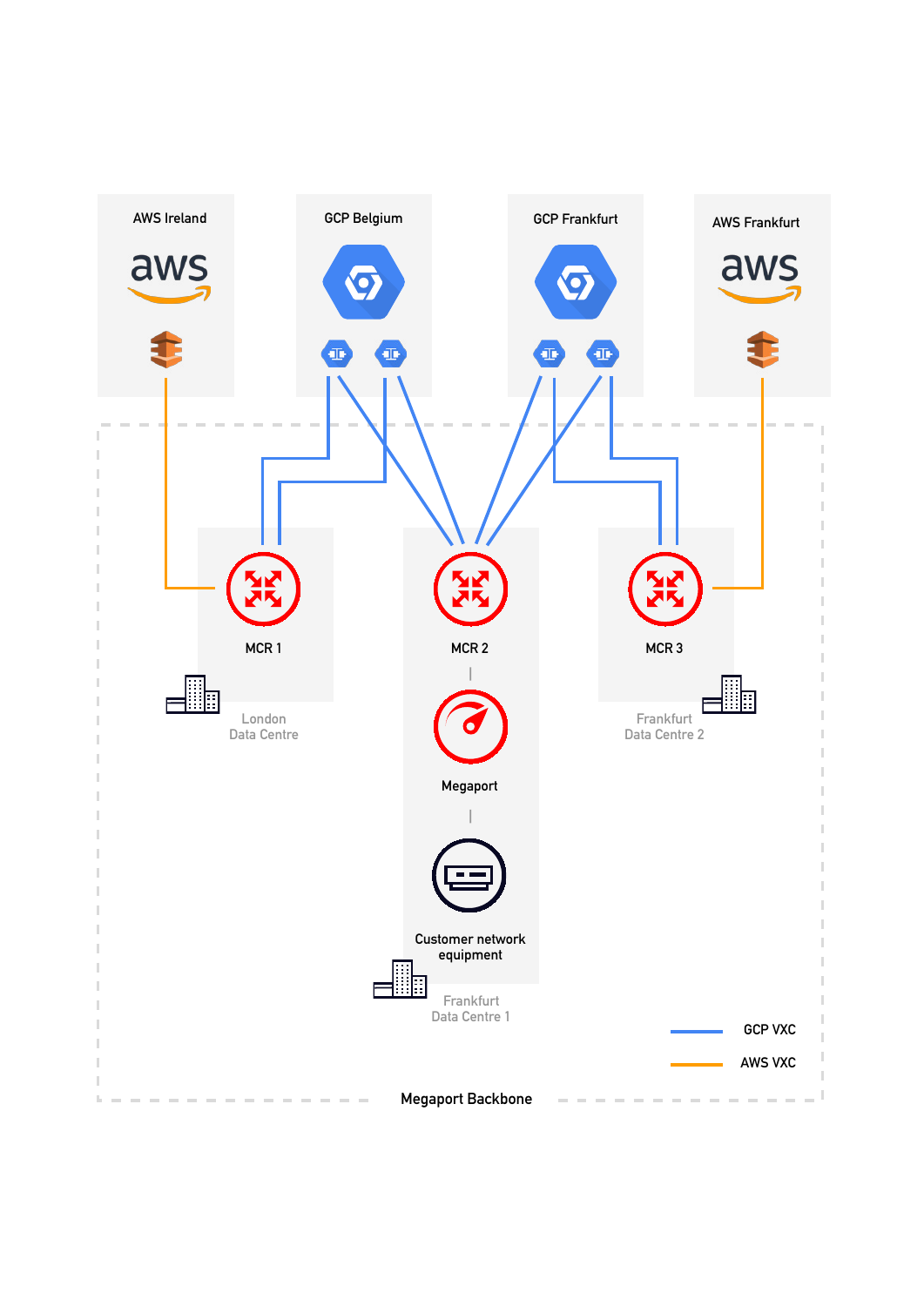AWS Ireland

GCP Belgium

GCP Frankfurt

AWS Frankfurt

MCR 1

London
Data Centre

MCR 2

Megaport

Customer network equipment

Frankfurt
Data Centre 1

MCR 3

Frankfurt
Data Centre 2

GCP VXC

AWS VXC

Megaport Backbone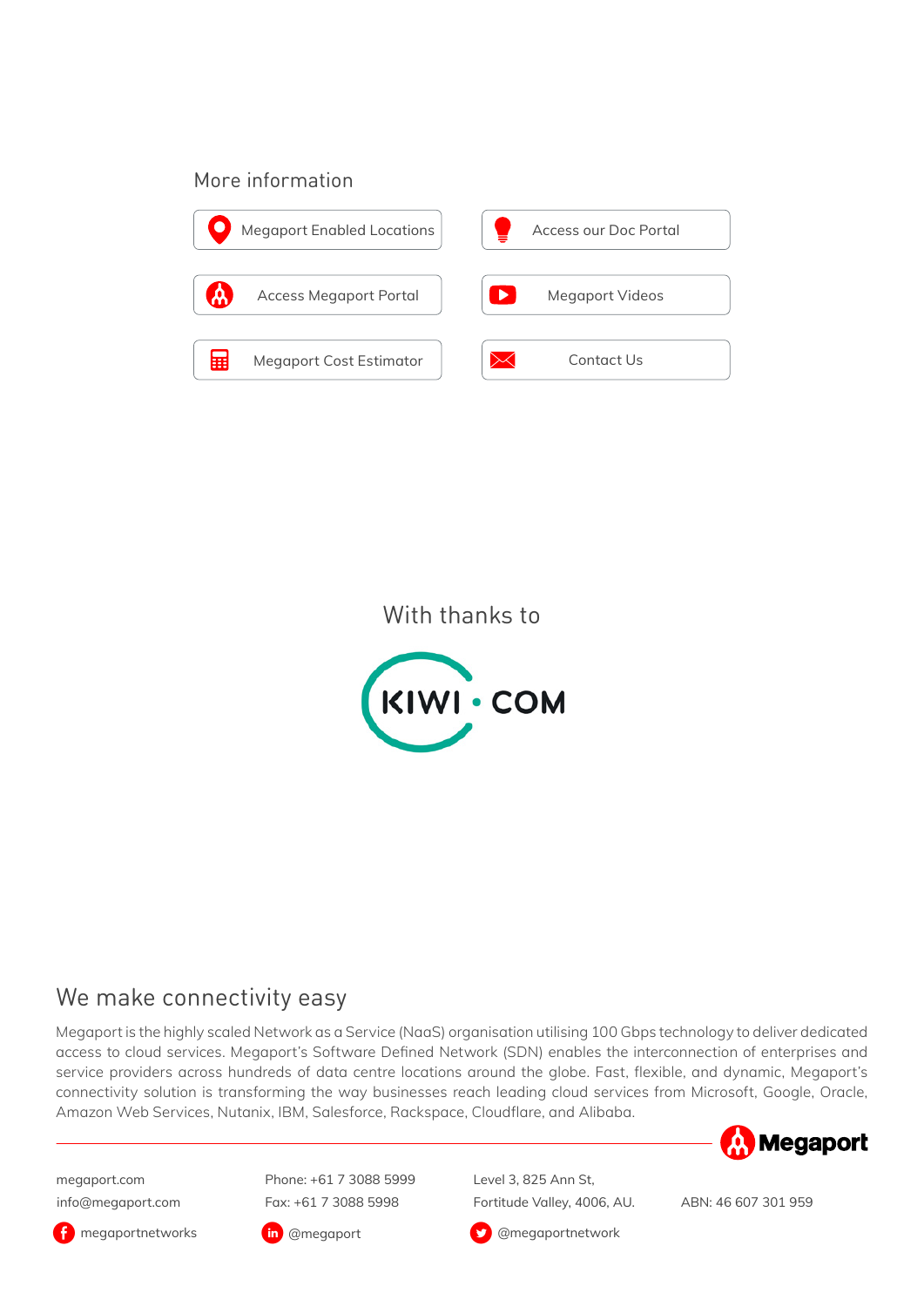## More information

- Megaport Enabled Locations
- Access our Doc Portal
- Access Megaport Portal
- Megaport Videos
- Megaport Cost Estimator
- Contact Us

With thanks to

KIWI · COM

## We make connectivity easy

Megaport is the highly scaled Network as a Service (NaaS) organisation utilising 100 Gbps technology to deliver dedicated access to cloud services. Megaport's Software Defined Network (SDN) enables the interconnection of enterprises and service providers across hundreds of data centre locations around the globe. Fast, flexible, and dynamic, Megaport's connectivity solution is transforming the way businesses reach leading cloud services from Microsoft, Google, Oracle, Amazon Web Services, Nutanix, IBM, Salesforce, Rackspace, Cloudflare, and Alibaba.

Megaport

megaport.com
info@megaport.com

Phone: +61 7 3088 5999
Fax: +61 7 3088 5998

Level 3, 825 Ann St,
Fortitude Valley, 4006, AU.

ABN: 46 607 301 959

megaportnetworks

@megaport

@megaportnetwork